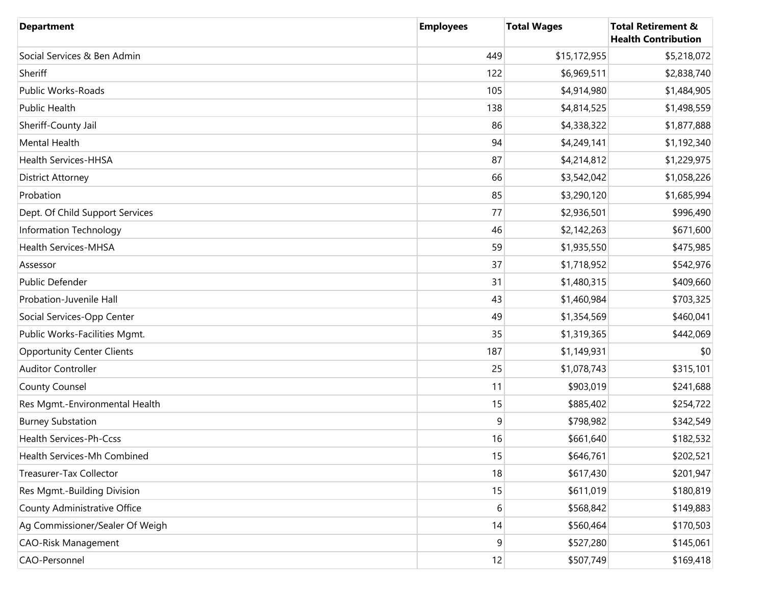| Department | Employees | Total Wages | Total Retirement & Health Contribution |
| --- | --- | --- | --- |
| Social Services & Ben Admin | 449 | $15,172,955 | $5,218,072 |
| Sheriff | 122 | $6,969,511 | $2,838,740 |
| Public Works-Roads | 105 | $4,914,980 | $1,484,905 |
| Public Health | 138 | $4,814,525 | $1,498,559 |
| Sheriff-County Jail | 86 | $4,338,322 | $1,877,888 |
| Mental Health | 94 | $4,249,141 | $1,192,340 |
| Health Services-HHSA | 87 | $4,214,812 | $1,229,975 |
| District Attorney | 66 | $3,542,042 | $1,058,226 |
| Probation | 85 | $3,290,120 | $1,685,994 |
| Dept. Of Child Support Services | 77 | $2,936,501 | $996,490 |
| Information Technology | 46 | $2,142,263 | $671,600 |
| Health Services-MHSA | 59 | $1,935,550 | $475,985 |
| Assessor | 37 | $1,718,952 | $542,976 |
| Public Defender | 31 | $1,480,315 | $409,660 |
| Probation-Juvenile Hall | 43 | $1,460,984 | $703,325 |
| Social Services-Opp Center | 49 | $1,354,569 | $460,041 |
| Public Works-Facilities Mgmt. | 35 | $1,319,365 | $442,069 |
| Opportunity Center Clients | 187 | $1,149,931 | $0 |
| Auditor Controller | 25 | $1,078,743 | $315,101 |
| County Counsel | 11 | $903,019 | $241,688 |
| Res Mgmt.-Environmental Health | 15 | $885,402 | $254,722 |
| Burney Substation | 9 | $798,982 | $342,549 |
| Health Services-Ph-Ccss | 16 | $661,640 | $182,532 |
| Health Services-Mh Combined | 15 | $646,761 | $202,521 |
| Treasurer-Tax Collector | 18 | $617,430 | $201,947 |
| Res Mgmt.-Building Division | 15 | $611,019 | $180,819 |
| County Administrative Office | 6 | $568,842 | $149,883 |
| Ag Commissioner/Sealer Of Weigh | 14 | $560,464 | $170,503 |
| CAO-Risk Management | 9 | $527,280 | $145,061 |
| CAO-Personnel | 12 | $507,749 | $169,418 |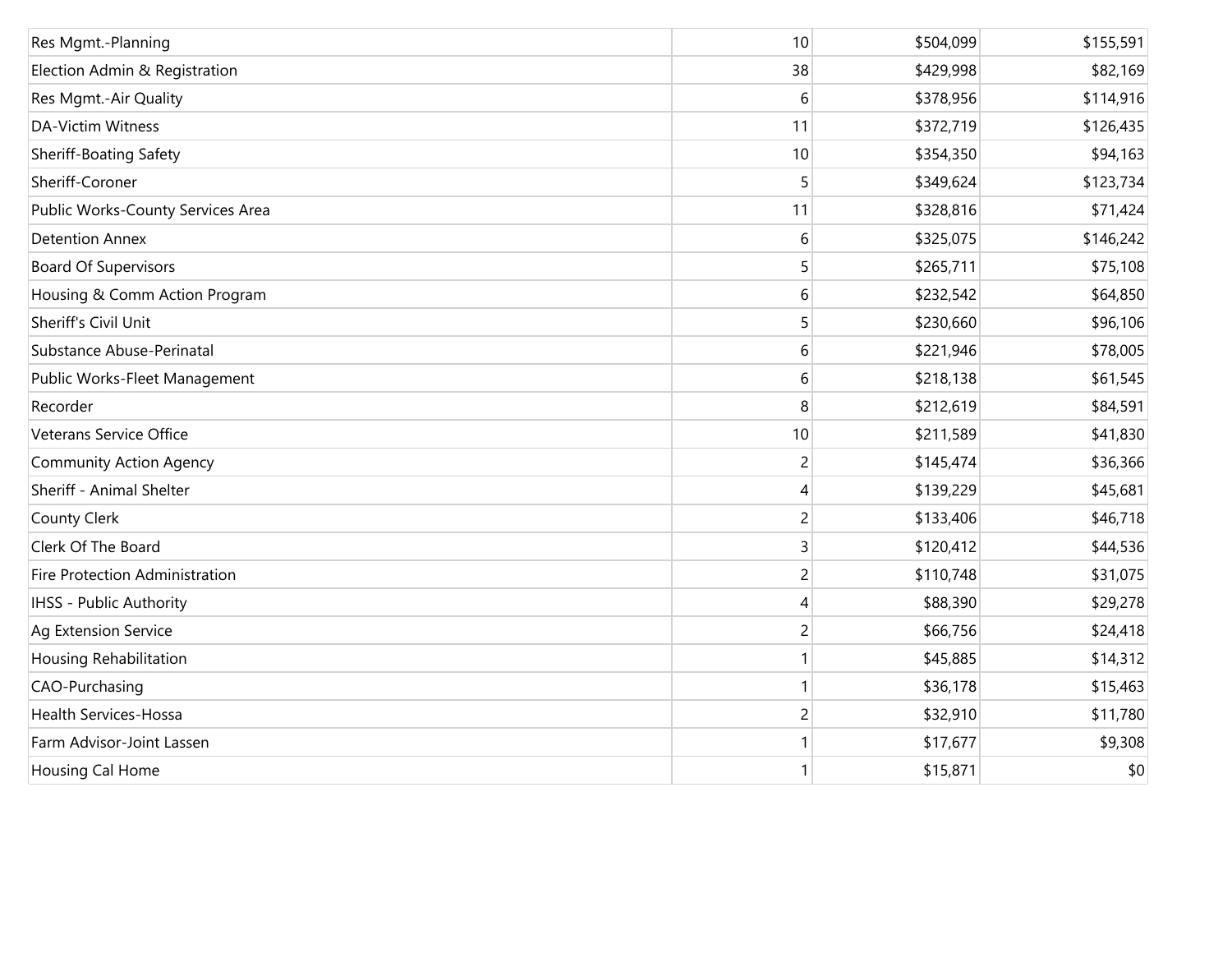| | | | |
|---|---|---|---|
| Res Mgmt.-Planning | 10 | $504,099 | $155,591 |
| Election Admin & Registration | 38 | $429,998 | $82,169 |
| Res Mgmt.-Air Quality | 6 | $378,956 | $114,916 |
| DA-Victim Witness | 11 | $372,719 | $126,435 |
| Sheriff-Boating Safety | 10 | $354,350 | $94,163 |
| Sheriff-Coroner | 5 | $349,624 | $123,734 |
| Public Works-County Services Area | 11 | $328,816 | $71,424 |
| Detention Annex | 6 | $325,075 | $146,242 |
| Board Of Supervisors | 5 | $265,711 | $75,108 |
| Housing & Comm Action Program | 6 | $232,542 | $64,850 |
| Sheriff's Civil Unit | 5 | $230,660 | $96,106 |
| Substance Abuse-Perinatal | 6 | $221,946 | $78,005 |
| Public Works-Fleet Management | 6 | $218,138 | $61,545 |
| Recorder | 8 | $212,619 | $84,591 |
| Veterans Service Office | 10 | $211,589 | $41,830 |
| Community Action Agency | 2 | $145,474 | $36,366 |
| Sheriff - Animal Shelter | 4 | $139,229 | $45,681 |
| County Clerk | 2 | $133,406 | $46,718 |
| Clerk Of The Board | 3 | $120,412 | $44,536 |
| Fire Protection Administration | 2 | $110,748 | $31,075 |
| IHSS - Public Authority | 4 | $88,390 | $29,278 |
| Ag Extension Service | 2 | $66,756 | $24,418 |
| Housing Rehabilitation | 1 | $45,885 | $14,312 |
| CAO-Purchasing | 1 | $36,178 | $15,463 |
| Health Services-Hossa | 2 | $32,910 | $11,780 |
| Farm Advisor-Joint Lassen | 1 | $17,677 | $9,308 |
| Housing Cal Home | 1 | $15,871 | $0 |